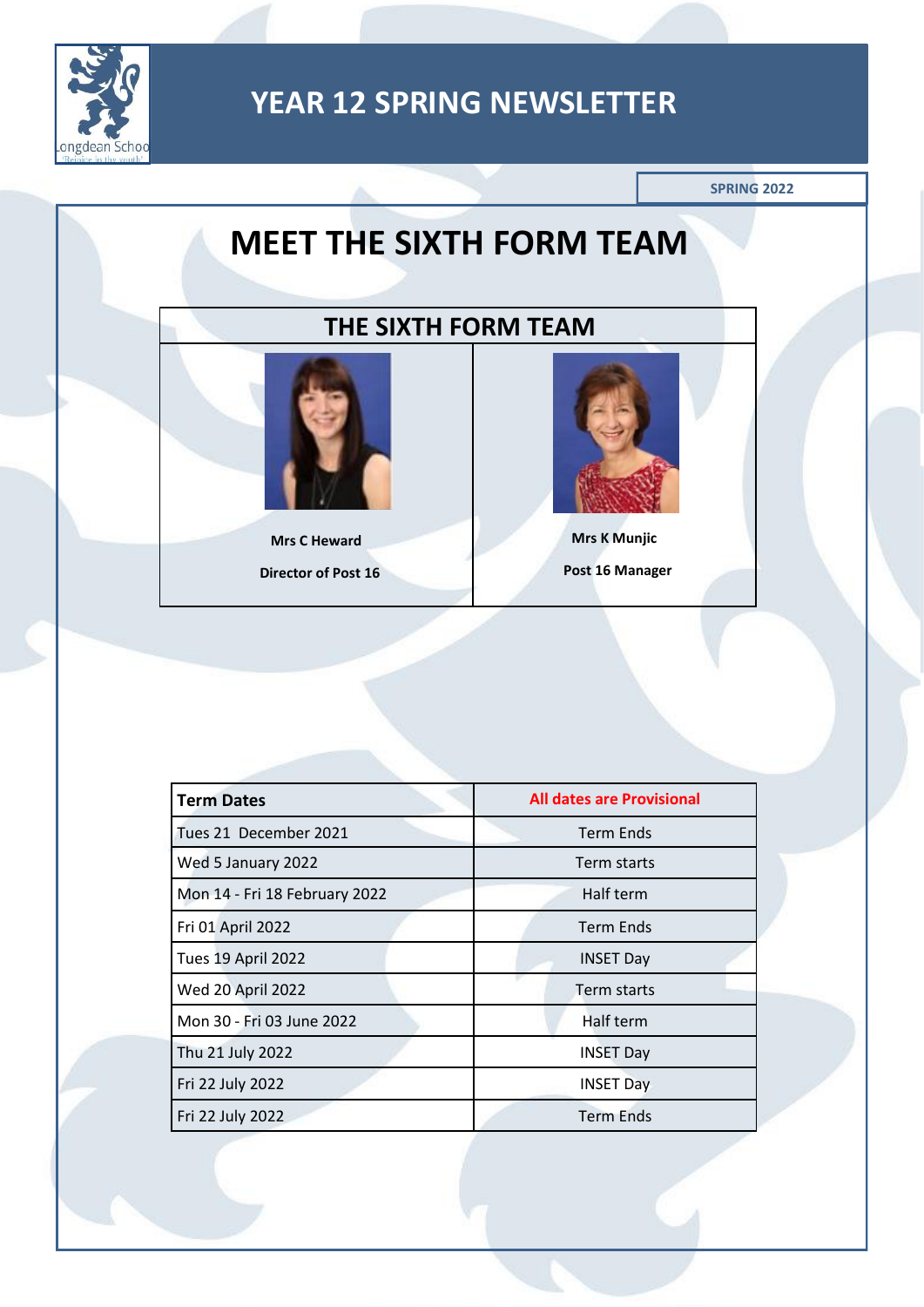# YEAR 12 SPRING NEWSLETTER

SPRING 2022

## MEET THE SIXTH FORM TEAM

| THE SIXTH FORM TEAM | |
|---|---|
| **Mrs C Heward**<br>**Director of Post 16** | **Mrs K Munjic**<br>**Post 16 Manager** |

| Term Dates | All dates are Provisional |
|---|---|
| Tues 21 December 2021 | Term Ends |
| Wed 5 January 2022 | Term starts |
| Mon 14 - Fri 18 February 2022 | Half term |
| Fri 01 April 2022 | Term Ends |
| Tues 19 April 2022 | INSET Day |
| Wed 20 April 2022 | Term starts |
| Mon 30 - Fri 03 June 2022 | Half term |
| Thu 21 July 2022 | INSET Day |
| Fri 22 July 2022 | INSET Day |
| Fri 22 July 2022 | Term Ends |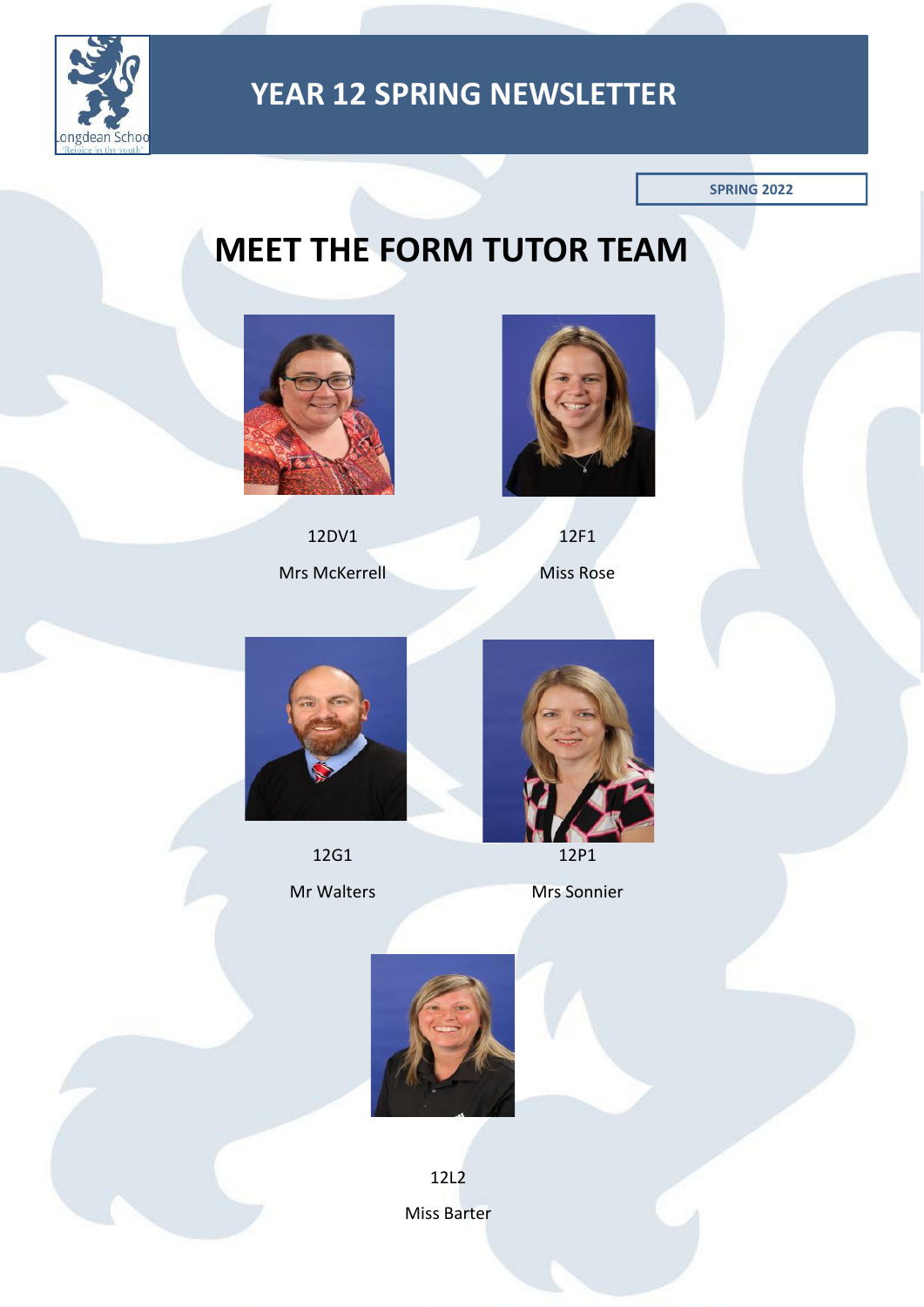# YEAR 12 SPRING NEWSLETTER

SPRING 2022

## MEET THE FORM TUTOR TEAM

12DV1

Mrs McKerrell

12F1

Miss Rose

12G1

Mr Walters

12P1

Mrs Sonnier

12L2

Miss Barter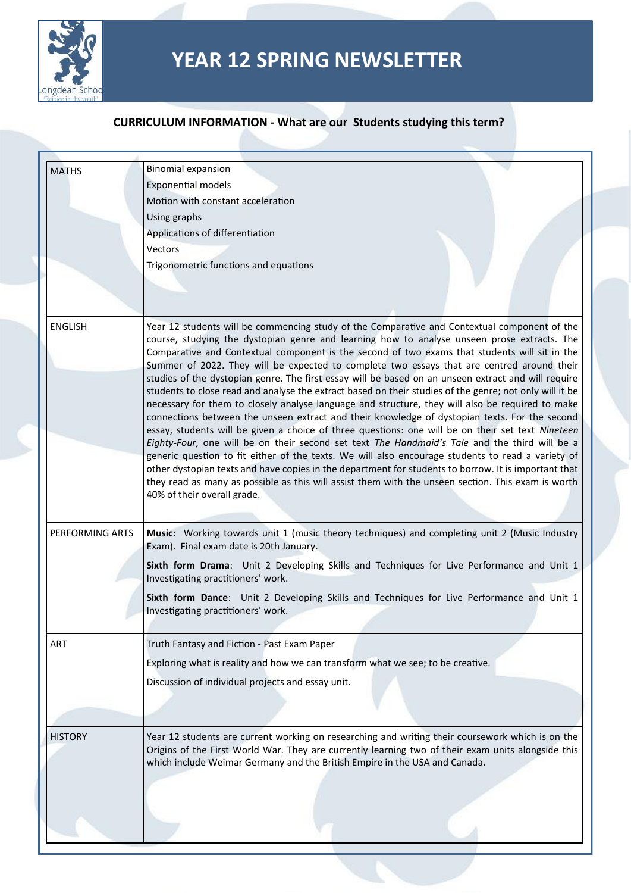# YEAR 12 SPRING NEWSLETTER

## CURRICULUM INFORMATION - What are our Students studying this term?

| | |
|---|---|
| MATHS | Binomial expansion<br>Exponential models<br>Motion with constant acceleration<br>Using graphs<br>Applications of differentiation<br>Vectors<br>Trigonometric functions and equations |
| ENGLISH | Year 12 students will be commencing study of the Comparative and Contextual component of the course, studying the dystopian genre and learning how to analyse unseen prose extracts. The Comparative and Contextual component is the second of two exams that students will sit in the Summer of 2022. They will be expected to complete two essays that are centred around their studies of the dystopian genre. The first essay will be based on an unseen extract and will require students to close read and analyse the extract based on their studies of the genre; not only will it be necessary for them to closely analyse language and structure, they will also be required to make connections between the unseen extract and their knowledge of dystopian texts. For the second essay, students will be given a choice of three questions: one will be on their set text *Nineteen Eighty-Four*, one will be on their second set text *The Handmaid's Tale* and the third will be a generic question to fit either of the texts. We will also encourage students to read a variety of other dystopian texts and have copies in the department for students to borrow. It is important that they read as many as possible as this will assist them with the unseen section. This exam is worth 40% of their overall grade. |
| PERFORMING ARTS | **Music:** Working towards unit 1 (music theory techniques) and completing unit 2 (Music Industry Exam). Final exam date is 20th January.<br>**Sixth form Drama**: Unit 2 Developing Skills and Techniques for Live Performance and Unit 1 Investigating practitioners' work.<br>**Sixth form Dance**: Unit 2 Developing Skills and Techniques for Live Performance and Unit 1 Investigating practitioners' work. |
| ART | Truth Fantasy and Fiction - Past Exam Paper<br>Exploring what is reality and how we can transform what we see; to be creative.<br>Discussion of individual projects and essay unit. |
| HISTORY | Year 12 students are current working on researching and writing their coursework which is on the Origins of the First World War. They are currently learning two of their exam units alongside this which include Weimar Germany and the British Empire in the USA and Canada. |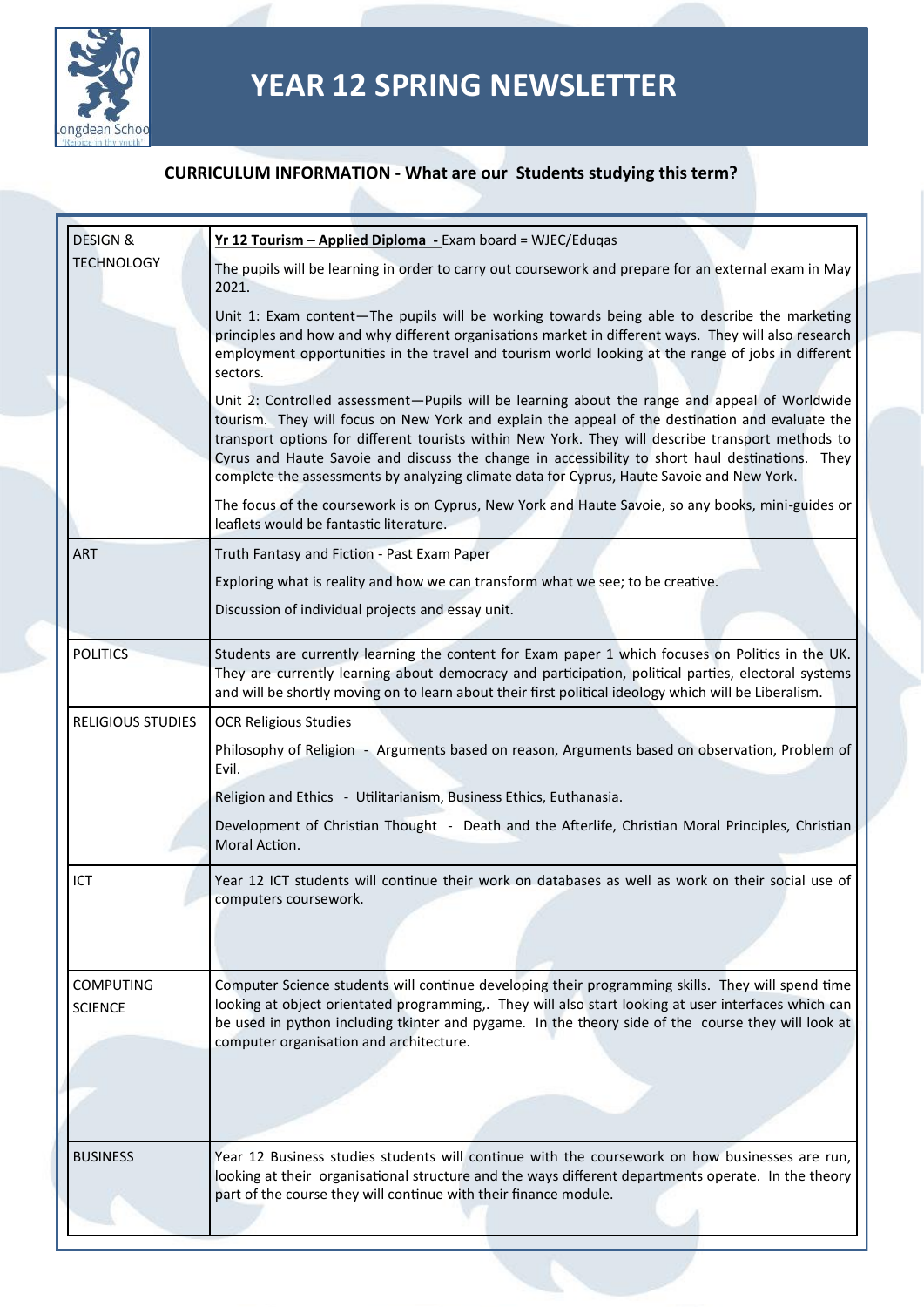# YEAR 12 SPRING NEWSLETTER

## CURRICULUM INFORMATION - What are our Students studying this term?

| Subject | Content |
|---|---|
| DESIGN & TECHNOLOGY | **Yr 12 Tourism – Applied Diploma** - Exam board = WJEC/Eduqas<br><br>The pupils will be learning in order to carry out coursework and prepare for an external exam in May 2021.<br><br>Unit 1: Exam content—The pupils will be working towards being able to describe the marketing principles and how and why different organisations market in different ways. They will also research employment opportunities in the travel and tourism world looking at the range of jobs in different sectors.<br><br>Unit 2: Controlled assessment—Pupils will be learning about the range and appeal of Worldwide tourism. They will focus on New York and explain the appeal of the destination and evaluate the transport options for different tourists within New York. They will describe transport methods to Cyrus and Haute Savoie and discuss the change in accessibility to short haul destinations. They complete the assessments by analyzing climate data for Cyprus, Haute Savoie and New York.<br><br>The focus of the coursework is on Cyprus, New York and Haute Savoie, so any books, mini-guides or leaflets would be fantastic literature. |
| ART | Truth Fantasy and Fiction - Past Exam Paper<br><br>Exploring what is reality and how we can transform what we see; to be creative.<br><br>Discussion of individual projects and essay unit. |
| POLITICS | Students are currently learning the content for Exam paper 1 which focuses on Politics in the UK. They are currently learning about democracy and participation, political parties, electoral systems and will be shortly moving on to learn about their first political ideology which will be Liberalism. |
| RELIGIOUS STUDIES | OCR Religious Studies<br><br>Philosophy of Religion - Arguments based on reason, Arguments based on observation, Problem of Evil.<br><br>Religion and Ethics - Utilitarianism, Business Ethics, Euthanasia.<br><br>Development of Christian Thought - Death and the Afterlife, Christian Moral Principles, Christian Moral Action. |
| ICT | Year 12 ICT students will continue their work on databases as well as work on their social use of computers coursework. |
| COMPUTING SCIENCE | Computer Science students will continue developing their programming skills. They will spend time looking at object orientated programming,. They will also start looking at user interfaces which can be used in python including tkinter and pygame. In the theory side of the course they will look at computer organisation and architecture. |
| BUSINESS | Year 12 Business studies students will continue with the coursework on how businesses are run, looking at their organisational structure and the ways different departments operate. In the theory part of the course they will continue with their finance module. |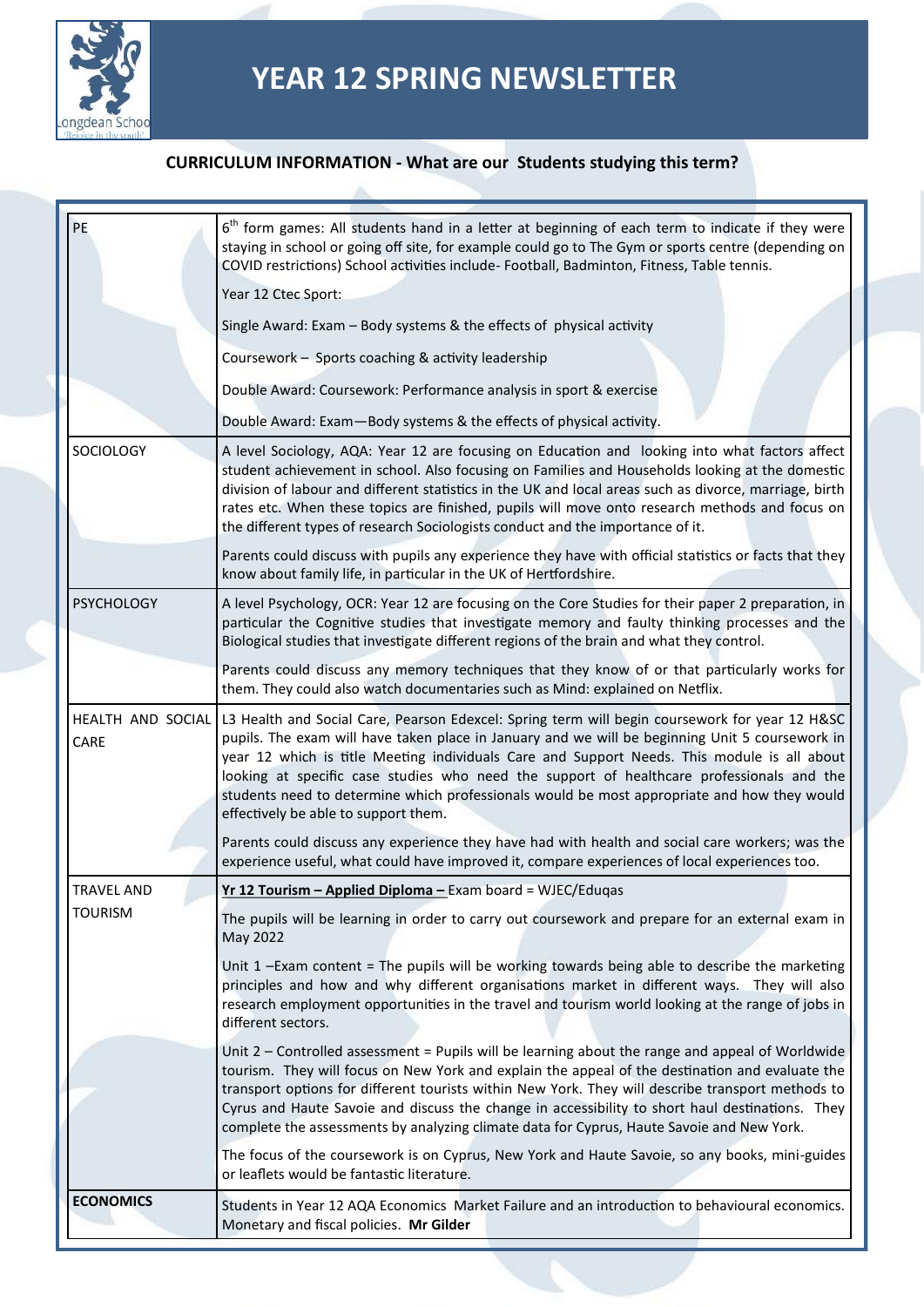# YEAR 12 SPRING NEWSLETTER

## CURRICULUM INFORMATION - What are our Students studying this term?

| | |
|---|---|
| PE | 6th form games: All students hand in a letter at beginning of each term to indicate if they were staying in school or going off site, for example could go to The Gym or sports centre (depending on COVID restrictions) School activities include- Football, Badminton, Fitness, Table tennis.<br><br>Year 12 Ctec Sport:<br><br>Single Award: Exam – Body systems & the effects of physical activity<br><br>Coursework – Sports coaching & activity leadership<br><br>Double Award: Coursework: Performance analysis in sport & exercise<br><br>Double Award: Exam—Body systems & the effects of physical activity. |
| SOCIOLOGY | A level Sociology, AQA: Year 12 are focusing on Education and looking into what factors affect student achievement in school. Also focusing on Families and Households looking at the domestic division of labour and different statistics in the UK and local areas such as divorce, marriage, birth rates etc. When these topics are finished, pupils will move onto research methods and focus on the different types of research Sociologists conduct and the importance of it.<br><br>Parents could discuss with pupils any experience they have with official statistics or facts that they know about family life, in particular in the UK of Hertfordshire. |
| PSYCHOLOGY | A level Psychology, OCR: Year 12 are focusing on the Core Studies for their paper 2 preparation, in particular the Cognitive studies that investigate memory and faulty thinking processes and the Biological studies that investigate different regions of the brain and what they control.<br><br>Parents could discuss any memory techniques that they know of or that particularly works for them. They could also watch documentaries such as Mind: explained on Netflix. |
| HEALTH AND SOCIAL CARE | L3 Health and Social Care, Pearson Edexcel: Spring term will begin coursework for year 12 H&SC pupils. The exam will have taken place in January and we will be beginning Unit 5 coursework in year 12 which is title Meeting individuals Care and Support Needs. This module is all about looking at specific case studies who need the support of healthcare professionals and the students need to determine which professionals would be most appropriate and how they would effectively be able to support them.<br><br>Parents could discuss any experience they have had with health and social care workers; was the experience useful, what could have improved it, compare experiences of local experiences too. |
| TRAVEL AND TOURISM | **Yr 12 Tourism – Applied Diploma –** Exam board = WJEC/Eduqas<br><br>The pupils will be learning in order to carry out coursework and prepare for an external exam in May 2022<br><br>Unit 1 –Exam content = The pupils will be working towards being able to describe the marketing principles and how and why different organisations market in different ways. They will also research employment opportunities in the travel and tourism world looking at the range of jobs in different sectors.<br><br>Unit 2 – Controlled assessment = Pupils will be learning about the range and appeal of Worldwide tourism. They will focus on New York and explain the appeal of the destination and evaluate the transport options for different tourists within New York. They will describe transport methods to Cyrus and Haute Savoie and discuss the change in accessibility to short haul destinations. They complete the assessments by analyzing climate data for Cyprus, Haute Savoie and New York.<br><br>The focus of the coursework is on Cyprus, New York and Haute Savoie, so any books, mini-guides or leaflets would be fantastic literature. |
| **ECONOMICS** | Students in Year 12 AQA Economics Market Failure and an introduction to behavioural economics. Monetary and fiscal policies. **Mr Gilder** |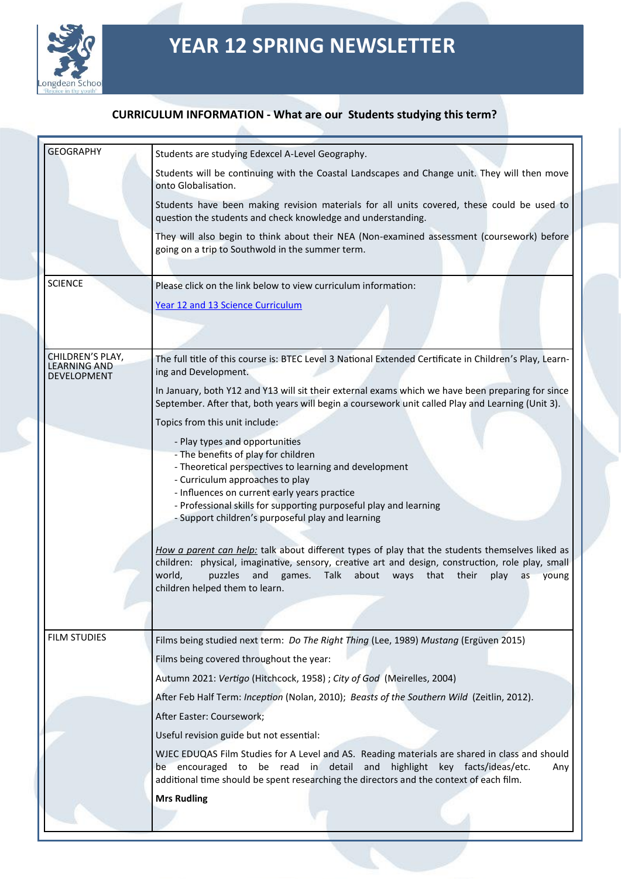# YEAR 12 SPRING NEWSLETTER

## CURRICULUM INFORMATION - What are our Students studying this term?

| Subject | Information |
| --- | --- |
| GEOGRAPHY | Students are studying Edexcel A-Level Geography.<br><br>Students will be continuing with the Coastal Landscapes and Change unit. They will then move onto Globalisation.<br><br>Students have been making revision materials for all units covered, these could be used to question the students and check knowledge and understanding.<br><br>They will also begin to think about their NEA (Non-examined assessment (coursework) before going on a trip to Southwold in the summer term. |
| SCIENCE | Please click on the link below to view curriculum information:<br><br>Year 12 and 13 Science Curriculum |
| CHILDREN'S PLAY, LEARNING AND DEVELOPMENT | The full title of this course is: BTEC Level 3 National Extended Certificate in Children's Play, Learning and Development.<br><br>In January, both Y12 and Y13 will sit their external exams which we have been preparing for since September. After that, both years will begin a coursework unit called Play and Learning (Unit 3).<br><br>Topics from this unit include:<br><br>- Play types and opportunities<br>- The benefits of play for children<br>- Theoretical perspectives to learning and development<br>- Curriculum approaches to play<br>- Influences on current early years practice<br>- Professional skills for supporting purposeful play and learning<br>- Support children's purposeful play and learning<br><br>How a parent can help: talk about different types of play that the students themselves liked as children: physical, imaginative, sensory, creative art and design, construction, role play, small world, puzzles and games. Talk about ways that their play as young children helped them to learn. |
| FILM STUDIES | Films being studied next term: *Do The Right Thing* (Lee, 1989) *Mustang* (Ergüven 2015)<br><br>Films being covered throughout the year:<br><br>Autumn 2021: *Vertigo* (Hitchcock, 1958) ; *City of God* (Meirelles, 2004)<br><br>After Feb Half Term: *Inception* (Nolan, 2010); *Beasts of the Southern Wild* (Zeitlin, 2012).<br><br>After Easter: Coursework;<br><br>Useful revision guide but not essential:<br><br>WJEC EDUQAS Film Studies for A Level and AS. Reading materials are shared in class and should be encouraged to be read in detail and highlight key facts/ideas/etc. Any additional time should be spent researching the directors and the context of each film.<br><br>**Mrs Rudling** |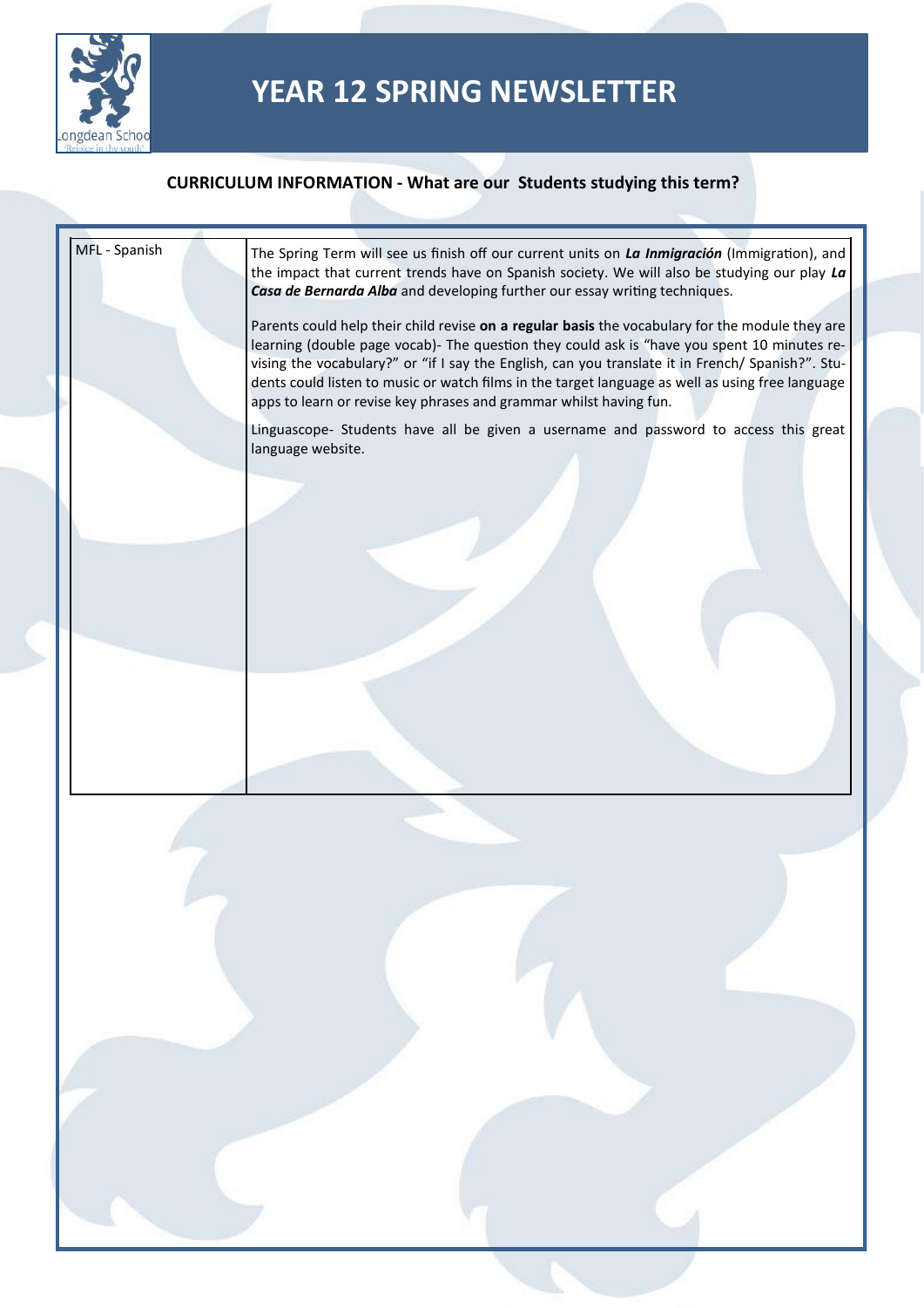# YEAR 12 SPRING NEWSLETTER

**CURRICULUM INFORMATION - What are our Students studying this term?**

| | |
|---|---|
| MFL - Spanish | The Spring Term will see us finish off our current units on ***La Inmigración*** (Immigration), and the impact that current trends have on Spanish society. We will also be studying our play ***La Casa de Bernarda Alba*** and developing further our essay writing techniques.<br><br>Parents could help their child revise **on a regular basis** the vocabulary for the module they are learning (double page vocab)- The question they could ask is "have you spent 10 minutes revising the vocabulary?" or "if I say the English, can you translate it in French/ Spanish?". Students could listen to music or watch films in the target language as well as using free language apps to learn or revise key phrases and grammar whilst having fun.<br><br>Linguascope- Students have all be given a username and password to access this great language website. |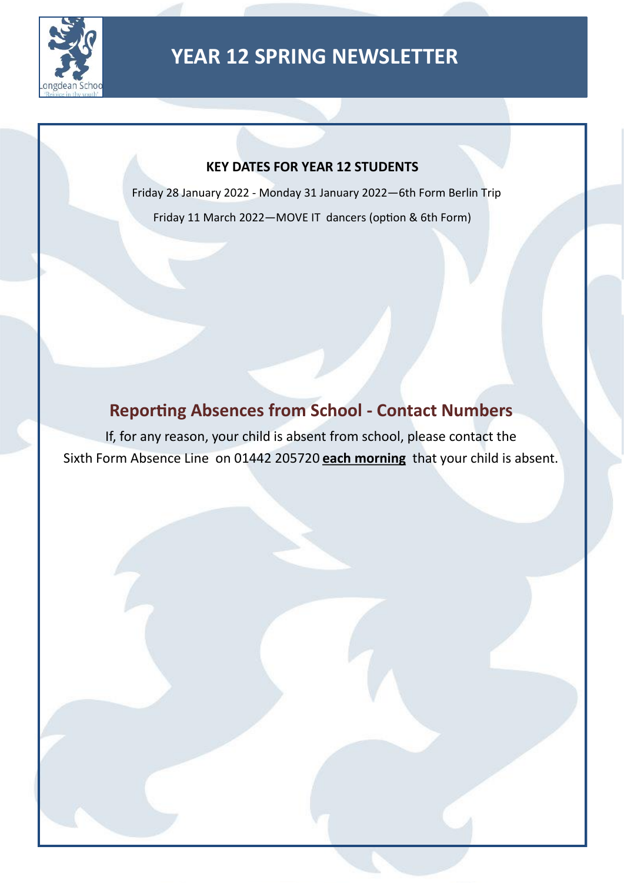# YEAR 12 SPRING NEWSLETTER

**KEY DATES FOR YEAR 12 STUDENTS**

Friday 28 January 2022 - Monday 31 January 2022—6th Form Berlin Trip

Friday 11 March 2022—MOVE IT dancers (option & 6th Form)

## Reporting Absences from School - Contact Numbers

If, for any reason, your child is absent from school, please contact the Sixth Form Absence Line on 01442 205720 **each morning** that your child is absent.